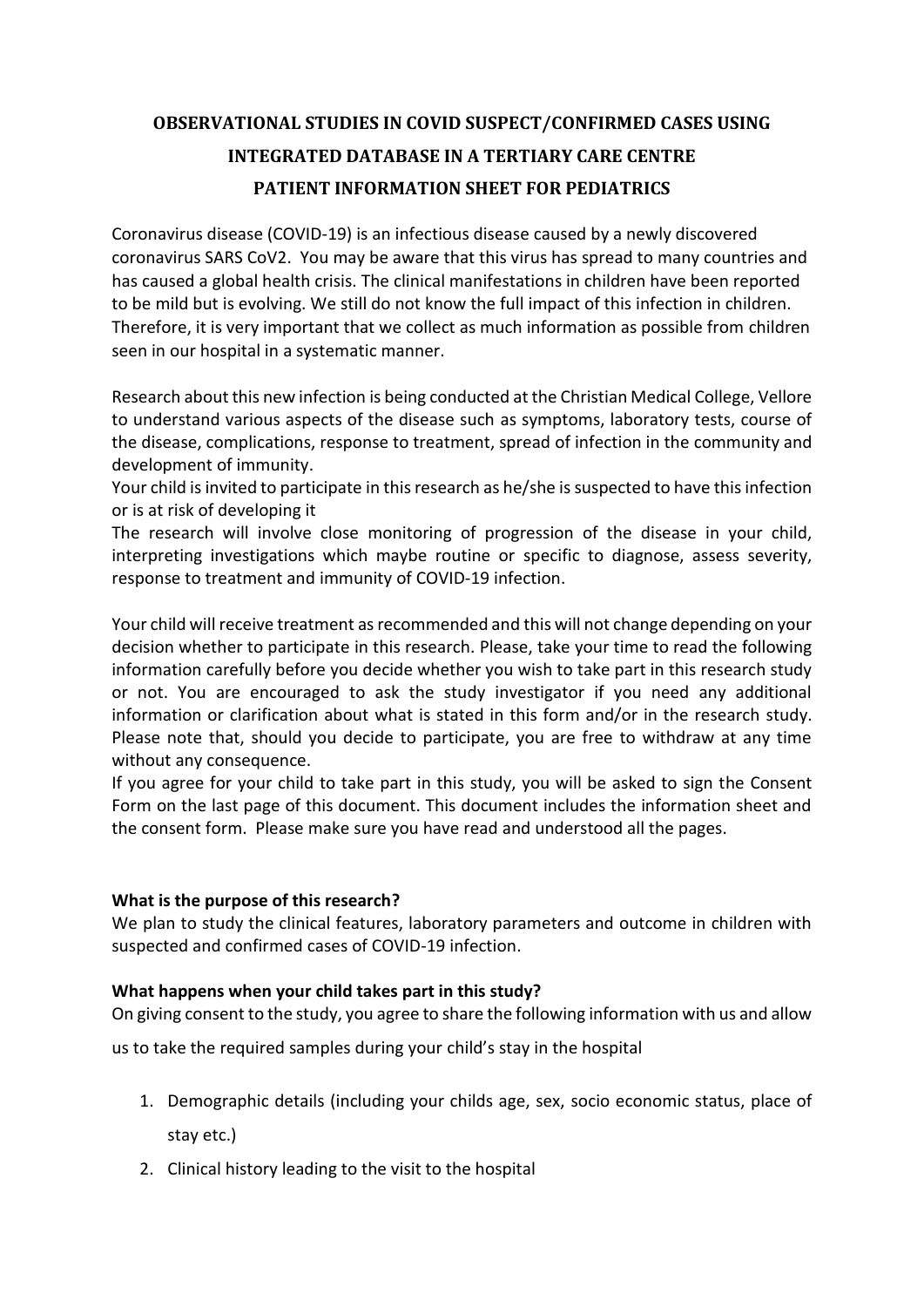# OBSERVATIONAL STUDIES IN COVID SUSPECT/CONFIRMED CASES USING INTEGRATED DATABASE IN A TERTIARY CARE CENTRE

## PATIENT INFORMATION SHEET FOR PEDIATRICS

Coronavirus disease (COVID-19) is an infectious disease caused by a newly discovered coronavirus SARS CoV2. You may be aware that this virus has spread to many countries and has caused a global health crisis. The clinical manifestations in children have been reported to be mild but is evolving. We still do not know the full impact of this infection in children. Therefore, it is very important that we collect as much information as possible from children seen in our hospital in a systematic manner.

Research about this new infection is being conducted at the Christian Medical College, Vellore to understand various aspects of the disease such as symptoms, laboratory tests, course of the disease, complications, response to treatment, spread of infection in the community and development of immunity.

Your child is invited to participate in this research as he/she is suspected to have this infection or is at risk of developing it

The research will involve close monitoring of progression of the disease in your child, interpreting investigations which maybe routine or specific to diagnose, assess severity, response to treatment and immunity of COVID-19 infection.

Your child will receive treatment as recommended and this will not change depending on your decision whether to participate in this research. Please, take your time to read the following information carefully before you decide whether you wish to take part in this research study or not. You are encouraged to ask the study investigator if you need any additional information or clarification about what is stated in this form and/or in the research study. Please note that, should you decide to participate, you are free to withdraw at any time without any consequence.

If you agree for your child to take part in this study, you will be asked to sign the Consent Form on the last page of this document. This document includes the information sheet and the consent form. Please make sure you have read and understood all the pages.

**What is the purpose of this research?**

We plan to study the clinical features, laboratory parameters and outcome in children with suspected and confirmed cases of COVID-19 infection.

**What happens when your child takes part in this study?**

On giving consent to the study, you agree to share the following information with us and allow us to take the required samples during your child's stay in the hospital

1. Demographic details (including your childs age, sex, socio economic status, place of stay etc.)
2. Clinical history leading to the visit to the hospital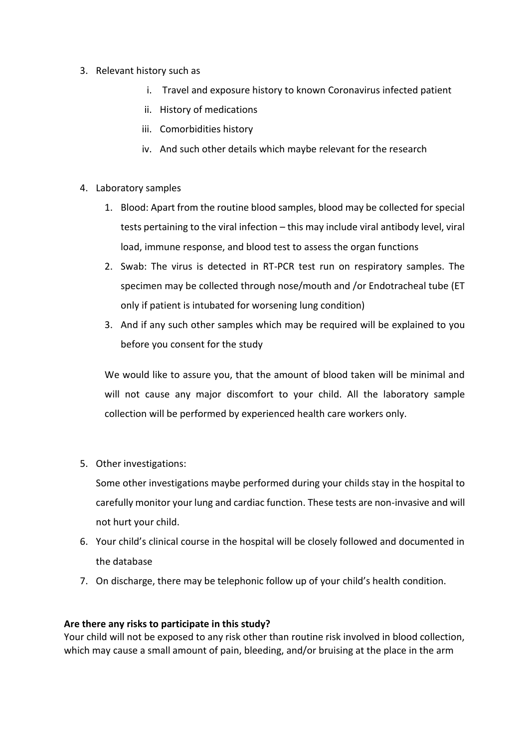3. Relevant history such as
    i. Travel and exposure history to known Coronavirus infected patient
    ii. History of medications
    iii. Comorbidities history
    iv. And such other details which maybe relevant for the research

4. Laboratory samples
    1. Blood: Apart from the routine blood samples, blood may be collected for special tests pertaining to the viral infection – this may include viral antibody level, viral load, immune response, and blood test to assess the organ functions
    2. Swab: The virus is detected in RT-PCR test run on respiratory samples. The specimen may be collected through nose/mouth and /or Endotracheal tube (ET only if patient is intubated for worsening lung condition)
    3. And if any such other samples which may be required will be explained to you before you consent for the study

    We would like to assure you, that the amount of blood taken will be minimal and will not cause any major discomfort to your child. All the laboratory sample collection will be performed by experienced health care workers only.

5. Other investigations:

    Some other investigations maybe performed during your childs stay in the hospital to carefully monitor your lung and cardiac function. These tests are non-invasive and will not hurt your child.

6. Your child's clinical course in the hospital will be closely followed and documented in the database
7. On discharge, there may be telephonic follow up of your child's health condition.

**Are there any risks to participate in this study?**

Your child will not be exposed to any risk other than routine risk involved in blood collection, which may cause a small amount of pain, bleeding, and/or bruising at the place in the arm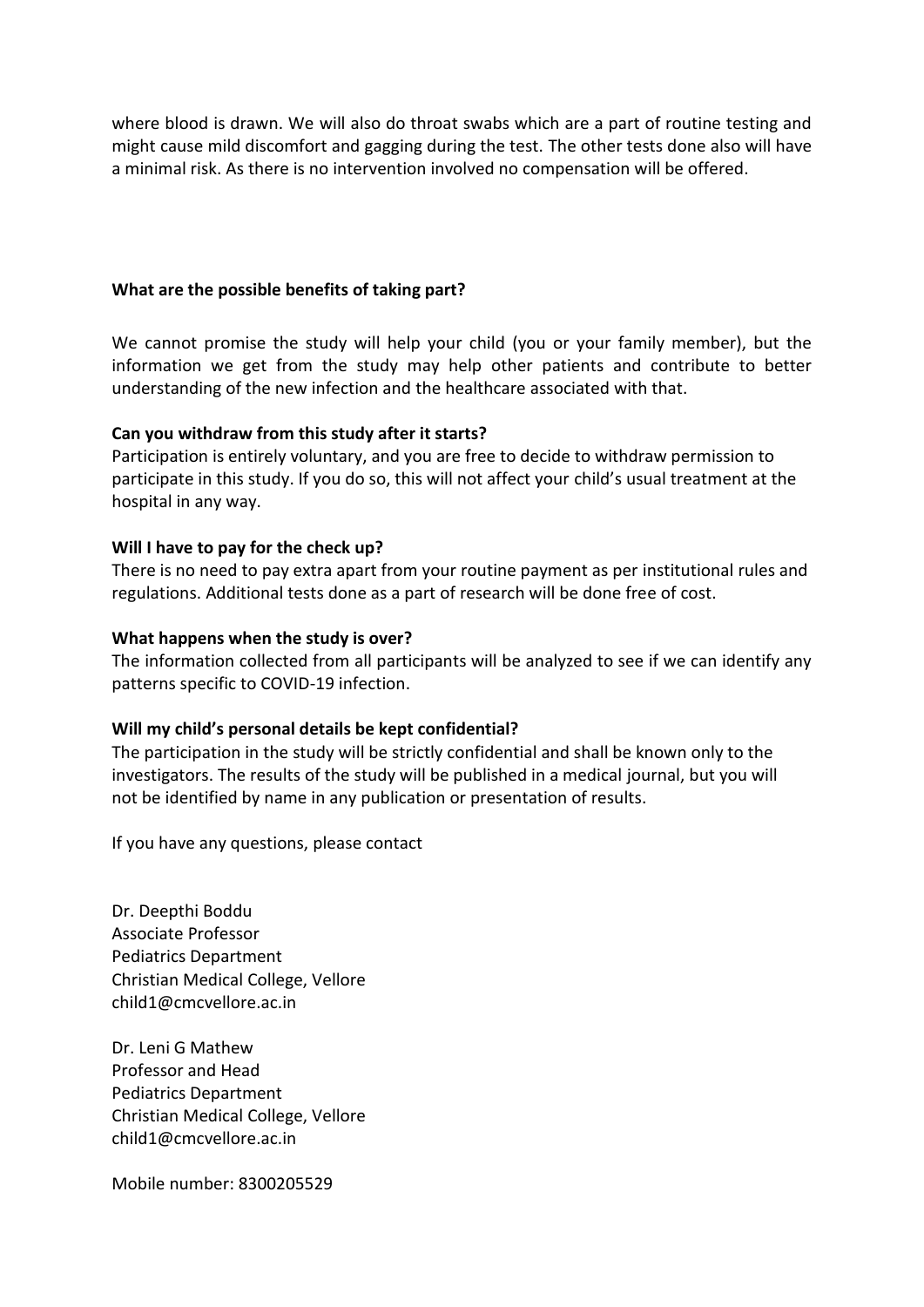where blood is drawn. We will also do throat swabs which are a part of routine testing and might cause mild discomfort and gagging during the test. The other tests done also will have a minimal risk. As there is no intervention involved no compensation will be offered.

**What are the possible benefits of taking part?**

We cannot promise the study will help your child (you or your family member), but the information we get from the study may help other patients and contribute to better understanding of the new infection and the healthcare associated with that.

**Can you withdraw from this study after it starts?**

Participation is entirely voluntary, and you are free to decide to withdraw permission to participate in this study. If you do so, this will not affect your child's usual treatment at the hospital in any way.

**Will I have to pay for the check up?**

There is no need to pay extra apart from your routine payment as per institutional rules and regulations. Additional tests done as a part of research will be done free of cost.

**What happens when the study is over?**

The information collected from all participants will be analyzed to see if we can identify any patterns specific to COVID-19 infection.

**Will my child's personal details be kept confidential?**

The participation in the study will be strictly confidential and shall be known only to the investigators. The results of the study will be published in a medical journal, but you will not be identified by name in any publication or presentation of results.

If you have any questions, please contact

Dr. Deepthi Boddu  
Associate Professor  
Pediatrics Department  
Christian Medical College, Vellore  
child1@cmcvellore.ac.in

Dr. Leni G Mathew  
Professor and Head  
Pediatrics Department  
Christian Medical College, Vellore  
child1@cmcvellore.ac.in

Mobile number: 8300205529